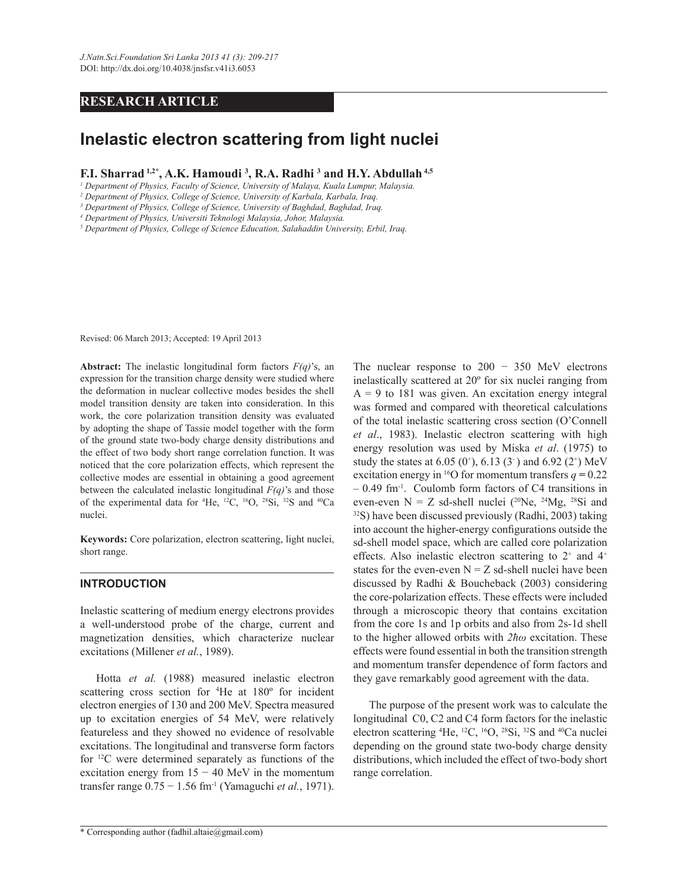RESEARCH ARTICLE

# Inelastic electron scattering from light nuclei

**F.I. Sharrad [1,2*], A.K. Hamoudi [3], R.A. Radhi [3] and H.Y. Abdullah [4,5]**

[1] *Department of Physics, Faculty of Science, University of Malaya, Kuala Lumpur, Malaysia.*
[2] *Department of Physics, College of Science, University of Karbala, Karbala, Iraq.*
[3] *Department of Physics, College of Science, University of Baghdad, Baghdad, Iraq.*
[4] *Department of Physics, Universiti Teknologi Malaysia, Johor, Malaysia.*
[5] *Department of Physics, College of Science Education, Salahaddin University, Erbil, Iraq.*

Revised: 06 March 2013; Accepted: 19 April 2013

**Abstract:** The inelastic longitudinal form factors *F(q)*'s, an expression for the transition charge density were studied where the deformation in nuclear collective modes besides the shell model transition density are taken into consideration. In this work, the core polarization transition density was evaluated by adopting the shape of Tassie model together with the form of the ground state two-body charge density distributions and the effect of two body short range correlation function. It was noticed that the core polarization effects, which represent the collective modes are essential in obtaining a good agreement between the calculated inelastic longitudinal *F(q)*'s and those of the experimental data for $^{4}$He, $^{12}$C, $^{16}$O, $^{28}$Si, $^{32}$S and $^{40}$Ca nuclei.

**Keywords:** Core polarization, electron scattering, light nuclei, short range.

## INTRODUCTION

Inelastic scattering of medium energy electrons provides a well-understood probe of the charge, current and magnetization densities, which characterize nuclear excitations (Millener *et al.*, 1989).

Hotta *et al.* (1988) measured inelastic electron scattering cross section for $^{4}$He at 180º for incident electron energies of 130 and 200 MeV. Spectra measured up to excitation energies of 54 MeV, were relatively featureless and they showed no evidence of resolvable excitations. The longitudinal and transverse form factors for $^{12}$C were determined separately as functions of the excitation energy from 15 − 40 MeV in the momentum transfer range 0.75 − 1.56 fm$^{-1}$ (Yamaguchi *et al.*, 1971). The nuclear response to 200 − 350 MeV electrons inelastically scattered at 20º for six nuclei ranging from A = 9 to 181 was given. An excitation energy integral was formed and compared with theoretical calculations of the total inelastic scattering cross section (O'Connell *et al*., 1983). Inelastic electron scattering with high energy resolution was used by Miska *et al*. (1975) to study the states at 6.05 ($0^+$), 6.13 ($3^-$) and 6.92 ($2^+$) MeV excitation energy in $^{16}$O for momentum transfers $q = 0.22 – 0.49$ fm$^{-1}$. Coulomb form factors of C4 transitions in even-even N = Z sd-shell nuclei ($^{20}$Ne, $^{24}$Mg, $^{28}$Si and $^{32}$S) have been discussed previously (Radhi, 2003) taking into account the higher-energy configurations outside the sd-shell model space, which are called core polarization effects. Also inelastic electron scattering to $2^+$ and $4^+$ states for the even-even N = Z sd-shell nuclei have been discussed by Radhi & Boucheback (2003) considering the core-polarization effects. These effects were included through a microscopic theory that contains excitation from the core 1s and 1p orbits and also from 2s-1d shell to the higher allowed orbits with $2\hbar\omega$ excitation. These effects were found essential in both the transition strength and momentum transfer dependence of form factors and they gave remarkably good agreement with the data.

The purpose of the present work was to calculate the longitudinal C0, C2 and C4 form factors for the inelastic electron scattering $^{4}$He, $^{12}$C, $^{16}$O, $^{28}$Si, $^{32}$S and $^{40}$Ca nuclei depending on the ground state two-body charge density distributions, which included the effect of two-body short range correlation.

* Corresponding author (fadhil.altaie@gmail.com)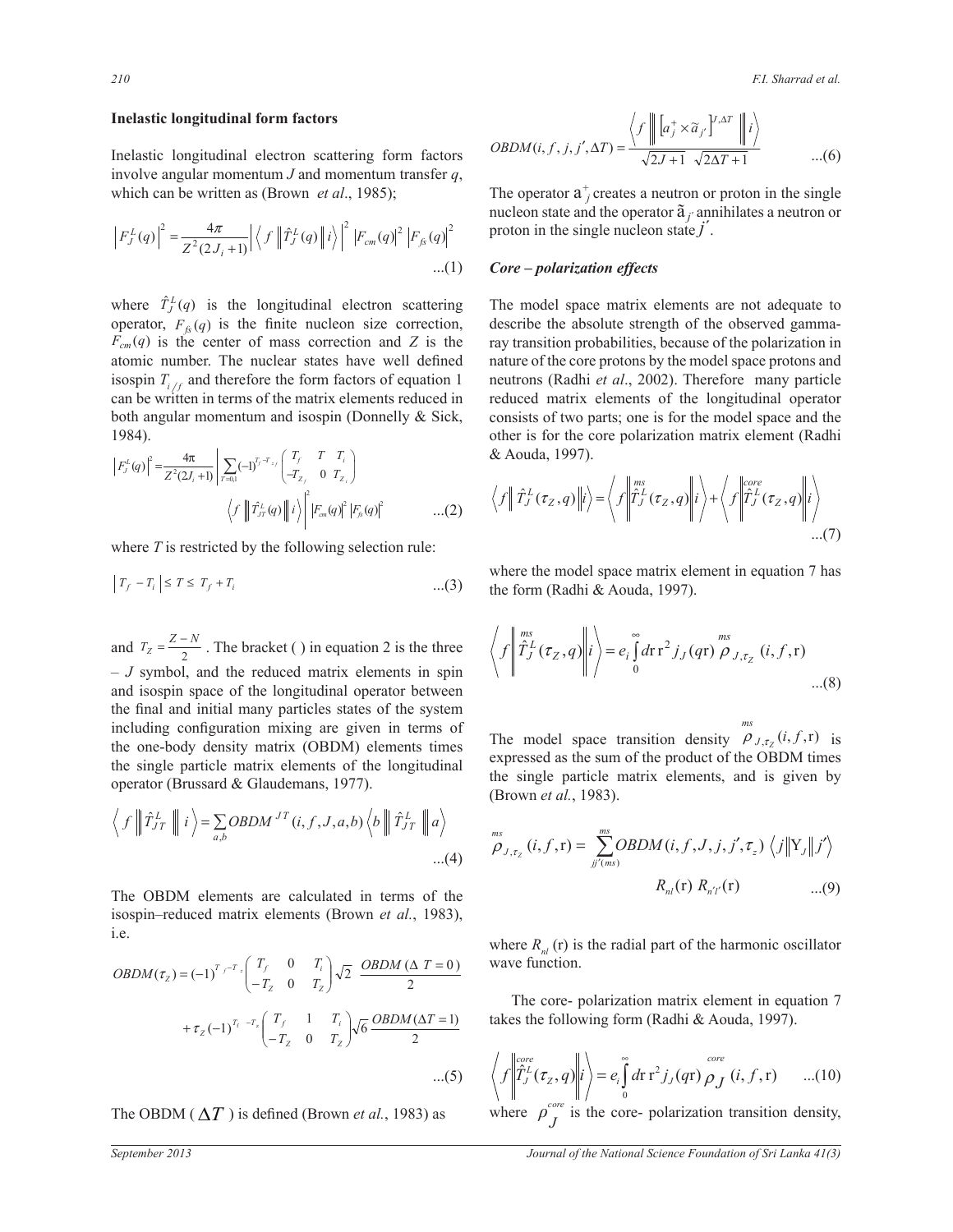### Inelastic longitudinal form factors

Inelastic longitudinal electron scattering form factors involve angular momentum $J$ and momentum transfer $q$, which can be written as (Brown *et al*., 1985);

$$\left|F_J^L(q)\right|^2 = \frac{4\pi}{Z^2(2J_i+1)}\left|\left\langle f \left\| \hat{T}_J^L(q) \right\| i \right\rangle\right|^2 \left|F_{cm}(q)\right|^2 \left|F_{fs}(q)\right|^2 \qquad ...(1)$$

where $\hat{T}_J^L(q)$ is the longitudinal electron scattering operator, $F_{fs}(q)$ is the finite nucleon size correction, $F_{cm}(q)$ is the center of mass correction and $Z$ is the atomic number. The nuclear states have well defined isospin $T_{i/f}$ and therefore the form factors of equation 1 can be written in terms of the matrix elements reduced in both angular momentum and isospin (Donnelly & Sick, 1984).

$$\left|F_J^L(q)\right|^2 = \frac{4\pi}{Z^2(2J_i+1)}\left|\sum_{T=0,1}(-1)^{T_f-T_{Z_f}}\begin{pmatrix} T_f & T & T_i \\ -T_{Z_f} & 0 & T_{Z_i}\end{pmatrix}\left\langle f \left\| \hat{T}_{JT}^L(q) \right\| i \right\rangle\right|^2 \left|F_{cm}(q)\right|^2 \left|F_{fs}(q)\right|^2 \qquad ...(2)$$

where $T$ is restricted by the following selection rule:

$$\left|T_f - T_i\right| \leq T \leq T_f + T_i \qquad ...(3)$$

and $T_Z = \frac{Z-N}{2}$. The bracket ( ) in equation 2 is the three – $J$ symbol, and the reduced matrix elements in spin and isospin space of the longitudinal operator between the final and initial many particles states of the system including configuration mixing are given in terms of the one-body density matrix (OBDM) elements times the single particle matrix elements of the longitudinal operator (Brussard & Glaudemans, 1977).

$$\left\langle f \left\| \hat{T}_{JT}^L \right\| i \right\rangle = \sum_{a,b} OBDM^{JT}(i,f,J,a,b)\left\langle b \left\| \hat{T}_{JT}^L \right\| a \right\rangle \qquad ...(4)$$

The OBDM elements are calculated in terms of the isospin–reduced matrix elements (Brown *et al*., 1983), i.e.

$$OBDM(\tau_Z) = (-1)^{T_f-T_Z}\begin{pmatrix} T_f & 0 & T_i \\ -T_Z & 0 & T_Z\end{pmatrix}\sqrt{2}\,\frac{OBDM(\Delta T=0)}{2} + \tau_Z(-1)^{T_i-T_z}\begin{pmatrix} T_f & 1 & T_i \\ -T_Z & 0 & T_Z\end{pmatrix}\sqrt{6}\,\frac{OBDM(\Delta T=1)}{2} \qquad ...(5)$$

The OBDM ( $\Delta T$ ) is defined (Brown *et al*., 1983) as

$$OBDM(i,f,j,j',\Delta T) = \frac{\left\langle f \left\| \left[a_j^+ \times \tilde{a}_{j'}\right]^{J,\Delta T} \right\| i \right\rangle}{\sqrt{2J+1}\ \sqrt{2\Delta T+1}} \qquad ...(6)$$

The operator $a_j^+$ creates a neutron or proton in the single nucleon state and the operator $\tilde{a}_{j'}$ annihilates a neutron or proton in the single nucleon state $j'$.

### *Core – polarization effects*

The model space matrix elements are not adequate to describe the absolute strength of the observed gamma-ray transition probabilities, because of the polarization in nature of the core protons by the model space protons and neutrons (Radhi *et al*., 2002). Therefore many particle reduced matrix elements of the longitudinal operator consists of two parts; one is for the model space and the other is for the core polarization matrix element (Radhi & Aouda, 1997).

$$\left\langle f \left\| \hat{T}_J^L(\tau_Z,q) \right\| i \right\rangle = \left\langle f \left\| \overset{ms}{\hat{T}_J^L}(\tau_Z,q) \right\| i \right\rangle + \left\langle f \left\| \overset{core}{\hat{T}_J^L}(\tau_Z,q) \right\| i \right\rangle \qquad ...(7)$$

where the model space matrix element in equation 7 has the form (Radhi & Aouda, 1997).

$$\left\langle f \left\| \overset{ms}{\hat{T}_J^L}(\tau_Z,q) \right\| i \right\rangle = e_i \int_0^\infty dr\, r^2\, j_J(qr)\, \overset{ms}{\rho}_{J,\tau_Z}(i,f,r) \qquad ...(8)$$

The model space transition density $\overset{ms}{\rho}_{J,\tau_Z}(i,f,r)$ is expressed as the sum of the product of the OBDM times the single particle matrix elements, and is given by (Brown *et al*., 1983).

$$\overset{ms}{\rho}_{J,\tau_Z}(i,f,r) = \sum_{jj'(ms)} OBDM(i,f,J,j,j',\tau_z)\left\langle j \left\| Y_J \right\| j' \right\rangle R_{nl}(r)\, R_{n'l'}(r) \qquad ...(9)$$

where $R_{nl}$ (r) is the radial part of the harmonic oscillator wave function.

The core- polarization matrix element in equation 7 takes the following form (Radhi & Aouda, 1997).

$$\left\langle f \left\| \overset{core}{\hat{T}_J^L}(\tau_Z,q) \right\| i \right\rangle = e_i \int_0^\infty dr\, r^2\, j_J(qr)\, \overset{core}{\rho_J}(i,f,r) \qquad ...(10)$$

where $\overset{core}{\rho_J}$ is the core- polarization transition density,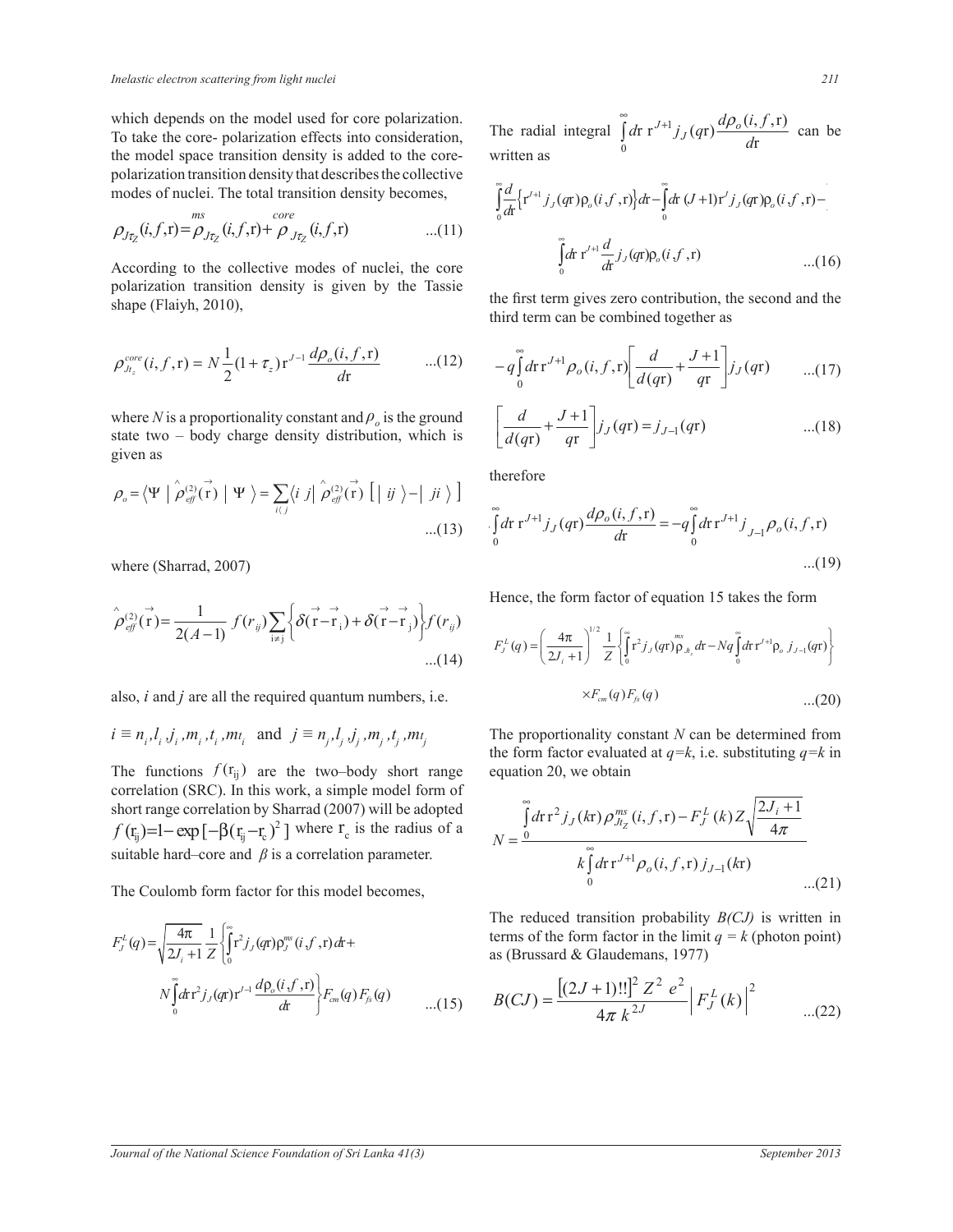which depends on the model used for core polarization. To take the core- polarization effects into consideration, the model space transition density is added to the core-polarization transition density that describes the collective modes of nuclei. The total transition density becomes,

$$\rho_{J\tau_Z}(i,f,\mathrm{r})=\overset{ms}{\rho}_{J\tau_Z}(i,f,\mathrm{r})+\overset{core}{\rho}_{J\tau_Z}(i,f,\mathrm{r}) \qquad ...(11)$$

According to the collective modes of nuclei, the core polarization transition density is given by the Tassie shape (Flaiyh, 2010),

$$\rho^{core}_{Jt_z}(i,f,\mathrm{r}) = N\frac{1}{2}(1+\tau_z)\,\mathrm{r}^{J-1}\frac{d\rho_o(i,f,\mathrm{r})}{d\mathrm{r}} \qquad ...(12)$$

where $N$ is a proportionality constant and $\rho_o$ is the ground state two – body charge density distribution, which is given as

$$\rho_o = \langle \Psi \mid \hat{\rho}^{(2)}_{eff}(\vec{\mathrm{r}}) \mid \Psi \rangle = \sum_{i\langle j}\langle i\ j|\,\hat{\rho}^{(2)}_{eff}(\vec{\mathrm{r}})\ [\,|\,ij\,\rangle - |\,ji\,\rangle\,] \qquad ...(13)$$

where (Sharrad, 2007)

$$\hat{\rho}^{(2)}_{eff}(\vec{\mathrm{r}}) = \frac{1}{2(A-1)}\ f(r_{ij})\sum_{i\neq j}\left\{\delta(\vec{\mathrm{r}}-\vec{\mathrm{r}}_i)+\delta(\vec{\mathrm{r}}-\vec{\mathrm{r}}_j)\right\}f(r_{ij}) \qquad ...(14)$$

also, $i$ and $j$ are all the required quantum numbers, i.e.

$$i \equiv n_i, l_i, j_i, m_i, t_i, m_{t_i} \quad \text{and} \quad j \equiv n_j, l_j, j_j, m_j, t_j, m_{t_j}$$

The functions $f(\mathrm{r}_{ij})$ are the two–body short range correlation (SRC). In this work, a simple model form of short range correlation by Sharrad (2007) will be adopted $f(\mathrm{r}_{ij})=1-\exp[-\beta(\mathrm{r}_{ij}-\mathrm{r}_c)^2]$ where $\mathrm{r}_c$ is the radius of a suitable hard–core and $\beta$ is a correlation parameter.

The Coulomb form factor for this model becomes,

$$F^L_J(q)=\sqrt{\frac{4\pi}{2J_i+1}}\frac{1}{Z}\left\{\int_0^\infty \mathrm{r}^2 j_J(q\mathrm{r})\rho^{ms}_J(i,f,\mathrm{r})d\mathrm{r}+ N\int_0^\infty d\mathrm{r}\,\mathrm{r}^2 j_J(q\mathrm{r})\mathrm{r}^{J-1}\frac{d\rho_o(i,f,\mathrm{r})}{d\mathrm{r}}\right\}F_{cm}(q)F_{fs}(q) \qquad ...(15)$$

The radial integral $\int_0^\infty d\mathrm{r}\ \mathrm{r}^{J+1} j_J(q\mathrm{r})\frac{d\rho_o(i,f,\mathrm{r})}{d\mathrm{r}}$ can be written as

$$\int_0^\infty \frac{d}{d\mathrm{r}}\left\{\mathrm{r}^{J+1}j_J(q\mathrm{r})\rho_o(i,f,\mathrm{r})\right\}d\mathrm{r}-\int_0^\infty d\mathrm{r}\,(J+1)\mathrm{r}^J j_J(q\mathrm{r})\rho_o(i,f,\mathrm{r})-\int_0^\infty d\mathrm{r}\ \mathrm{r}^{J+1}\frac{d}{d\mathrm{r}}j_J(q\mathrm{r})\rho_o(i,f,\mathrm{r}) \qquad ...(16)$$

the first term gives zero contribution, the second and the third term can be combined together as

$$-q\int_0^\infty d\mathrm{r}\,\mathrm{r}^{J+1}\rho_o(i,f,\mathrm{r})\left[\frac{d}{d(q\mathrm{r})}+\frac{J+1}{q\mathrm{r}}\right]j_J(q\mathrm{r}) \qquad ...(17)$$

$$\left[\frac{d}{d(q\mathrm{r})}+\frac{J+1}{q\mathrm{r}}\right]j_J(q\mathrm{r})=j_{J-1}(q\mathrm{r}) \qquad ...(18)$$

therefore

$$\int_0^\infty d\mathrm{r}\ \mathrm{r}^{J+1}j_J(q\mathrm{r})\frac{d\rho_o(i,f,\mathrm{r})}{d\mathrm{r}} = -q\int_0^\infty d\mathrm{r}\ \mathrm{r}^{J+1}j_{J-1}\rho_o(i,f,\mathrm{r}) \qquad ...(19)$$

Hence, the form factor of equation 15 takes the form

$$F^L_J(q)=\left(\frac{4\pi}{2J_i+1}\right)^{1/2}\frac{1}{Z}\left\{\int_0^\infty \mathrm{r}^2 j_J(q\mathrm{r})\overset{ms}{\rho}_{Jt_z}d\mathrm{r}-Nq\int_0^\infty d\mathrm{r}\,\mathrm{r}^{J+1}\rho_o\ j_{J-1}(q\mathrm{r})\right\}\times F_{cm}(q)F_{fs}(q) \qquad ...(20)$$

The proportionality constant $N$ can be determined from the form factor evaluated at $q=k$, i.e. substituting $q=k$ in equation 20, we obtain

$$N=\frac{\int_0^\infty d\mathrm{r}\,\mathrm{r}^2 j_J(k\mathrm{r})\rho^{ms}_{Jt_Z}(i,f,\mathrm{r})-F^L_J(k)Z\sqrt{\frac{2J_i+1}{4\pi}}}{k\int_0^\infty d\mathrm{r}\,\mathrm{r}^{J+1}\rho_o(i,f,\mathrm{r})\,j_{J-1}(k\mathrm{r})} \qquad ...(21)$$

The reduced transition probability $B(CJ)$ is written in terms of the form factor in the limit $q = k$ (photon point) as (Brussard & Glaudemans, 1977)

$$B(CJ)=\frac{[(2J+1)!!]^2\ Z^2\ e^2}{4\pi\ k^{2J}}\left|\ F^L_J(k)\right|^2 \qquad ...(22)$$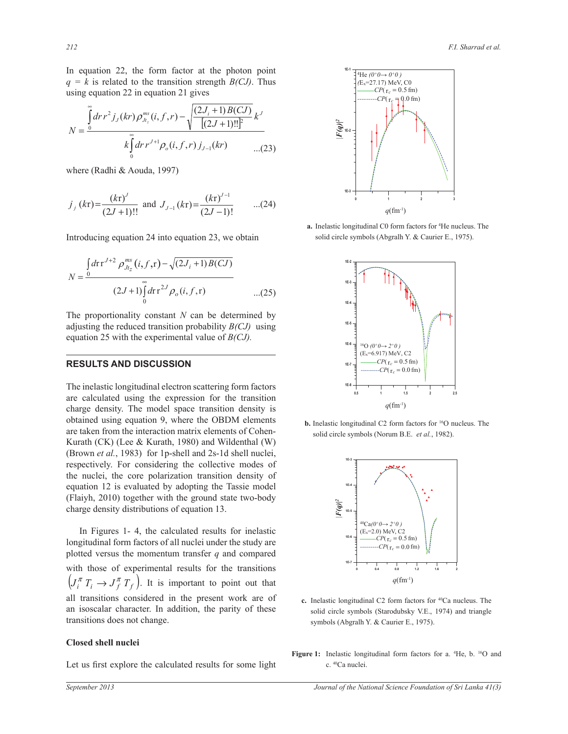In equation 22, the form factor at the photon point $q = k$ is related to the transition strength $B(CJ)$. Thus using equation 22 in equation 21 gives

$$N = \frac{\int_0^{\infty} dr\, r^2 j_J(kr)\rho^{ms}_{Jt_z}(i,f,r) - \sqrt{\frac{(2J_i+1)B(CJ)}{[(2J+1)!!]^2}}\, k^J}{k\int_0^{\infty} dr\, r^{J+1}\rho_o(i,f,r)\, j_{J-1}(kr)} \quad ...(23)$$

where (Radhi & Aouda, 1997)

$$j_J(kr) = \frac{(kr)^J}{(2J+1)!!} \text{ and } J_{J-1}(kr) = \frac{(kr)^{J-1}}{(2J-1)!} \quad ...(24)$$

Introducing equation 24 into equation 23, we obtain

$$N = \frac{\int_0 dr\, r^{J+2}\rho^{ms}_{Jt_z}(i,f,r) - \sqrt{(2J_i+1)B(CJ)}}{(2J+1)\int_0^{\infty} dr\, r^{2J}\rho_o(i,f,r)} \quad ...(25)$$

The proportionality constant $N$ can be determined by adjusting the reduced transition probability $B(CJ)$ using equation 25 with the experimental value of $B(CJ)$.

## RESULTS AND DISCUSSION

The inelastic longitudinal electron scattering form factors are calculated using the expression for the transition charge density. The model space transition density is obtained using equation 9, where the OBDM elements are taken from the interaction matrix elements of Cohen-Kurath (CK) (Lee & Kurath, 1980) and Wildenthal (W) (Brown *et al.*, 1983) for 1p-shell and 2s-1d shell nuclei, respectively. For considering the collective modes of the nuclei, the core polarization transition density of equation 12 is evaluated by adopting the Tassie model (Flaiyh, 2010) together with the ground state two-body charge density distributions of equation 13.

In Figures 1- 4, the calculated results for inelastic longitudinal form factors of all nuclei under the study are plotted versus the momentum transfer $q$ and compared with those of experimental results for the transitions $\left(J_i^{\pi} T_i \rightarrow J_f^{\pi} T_f\right)$. It is important to point out that all transitions considered in the present work are of an isoscalar character. In addition, the parity of these transitions does not change.

### Closed shell nuclei

Let us first explore the calculated results for some light

**a.** Inelastic longitudinal C0 form factors for $^4$He nucleus. The solid circle symbols (Abgralh Y. & Caurier E., 1975).

**b.** Inelastic longitudinal C2 form factors for $^{16}$O nucleus. The solid circle symbols (Norum B.E. *et al.*, 1982).

**c.** Inelastic longitudinal C2 form factors for $^{40}$Ca nucleus. The solid circle symbols (Starodubsky V.E., 1974) and triangle symbols (Abgralh Y. & Caurier E., 1975).

**Figure 1:** Inelastic longitudinal form factors for a. $^4$He, b. $^{16}$O and c. $^{40}$Ca nuclei.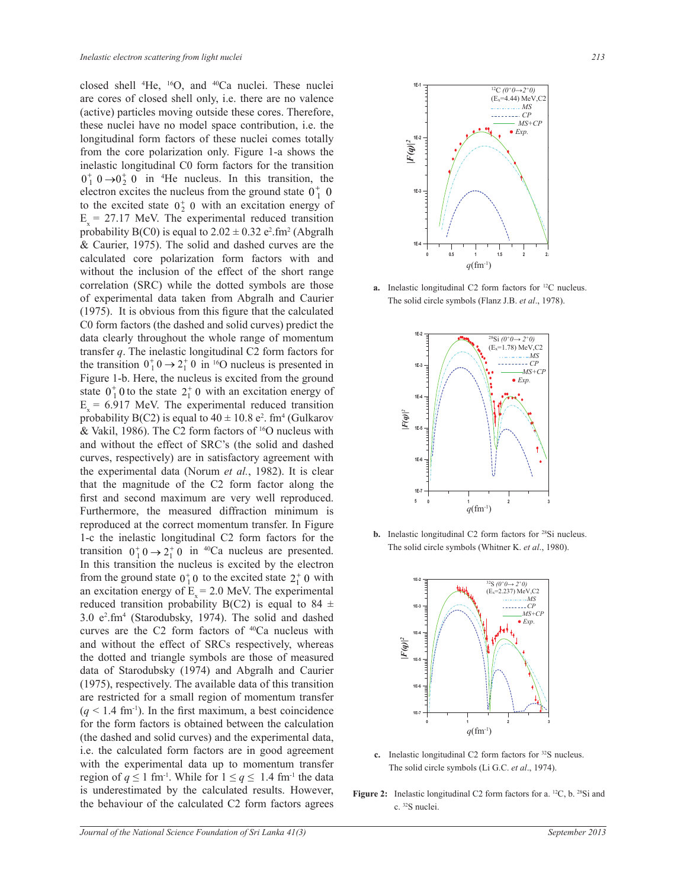closed shell $^{4}$He, $^{16}$O, and $^{40}$Ca nuclei. These nuclei are cores of closed shell only, i.e. there are no valence (active) particles moving outside these cores. Therefore, these nuclei have no model space contribution, i.e. the longitudinal form factors of these nuclei comes totally from the core polarization only. Figure 1-a shows the inelastic longitudinal C0 form factors for the transition $0_1^+\,0 \rightarrow 0_2^+\,0$ in $^{4}$He nucleus. In this transition, the electron excites the nucleus from the ground state $0_1^+\,0$ to the excited state $0_2^+\,0$ with an excitation energy of $E_x$ = 27.17 MeV. The experimental reduced transition probability B(C0) is equal to 2.02 ± 0.32 e$^2$.fm$^2$ (Abgralh & Caurier, 1975). The solid and dashed curves are the calculated core polarization form factors with and without the inclusion of the effect of the short range correlation (SRC) while the dotted symbols are those of experimental data taken from Abgralh and Caurier (1975). It is obvious from this figure that the calculated C0 form factors (the dashed and solid curves) predict the data clearly throughout the whole range of momentum transfer $q$. The inelastic longitudinal C2 form factors for the transition $0_1^+\,0 \rightarrow 2_1^+\,0$ in $^{16}$O nucleus is presented in Figure 1-b. Here, the nucleus is excited from the ground state $0_1^+\,0$ to the state $2_1^+\,0$ with an excitation energy of $E_x$ = 6.917 MeV. The experimental reduced transition probability B(C2) is equal to 40 ± 10.8 e$^2$. fm$^4$ (Gulkarov & Vakil, 1986). The C2 form factors of $^{16}$O nucleus with and without the effect of SRC's (the solid and dashed curves, respectively) are in satisfactory agreement with the experimental data (Norum *et al.*, 1982). It is clear that the magnitude of the C2 form factor along the first and second maximum are very well reproduced. Furthermore, the measured diffraction minimum is reproduced at the correct momentum transfer. In Figure 1-c the inelastic longitudinal C2 form factors for the transition $0_1^+\,0 \rightarrow 2_1^+\,0$ in $^{40}$Ca nucleus are presented. In this transition the nucleus is excited by the electron from the ground state $0_1^+\,0$ to the excited state $2_1^+\,0$ with an excitation energy of $E_x$ = 2.0 MeV. The experimental reduced transition probability B(C2) is equal to 84 ± 3.0 e$^2$.fm$^4$ (Starodubsky, 1974). The solid and dashed curves are the C2 form factors of $^{40}$Ca nucleus with and without the effect of SRCs respectively, whereas the dotted and triangle symbols are those of measured data of Starodubsky (1974) and Abgralh and Caurier (1975), respectively. The available data of this transition are restricted for a small region of momentum transfer ($q$ < 1.4 fm$^{-1}$). In the first maximum, a best coincidence for the form factors is obtained between the calculation (the dashed and solid curves) and the experimental data, i.e. the calculated form factors are in good agreement with the experimental data up to momentum transfer region of $q \leq 1$ fm$^{-1}$. While for $1 \leq q \leq 1.4$ fm$^{-1}$ the data is underestimated by the calculated results. However, the behaviour of the calculated C2 form factors agrees

**a.** Inelastic longitudinal C2 form factors for $^{12}$C nucleus. The solid circle symbols (Flanz J.B. *et al.*, 1978).

**b.** Inelastic longitudinal C2 form factors for $^{28}$Si nucleus. The solid circle symbols (Whitner K. *et al.*, 1980).

**c.** Inelastic longitudinal C2 form factors for $^{32}$S nucleus. The solid circle symbols (Li G.C. *et al.*, 1974).

**Figure 2:** Inelastic longitudinal C2 form factors for a. $^{12}$C, b. $^{28}$Si and c. $^{32}$S nuclei.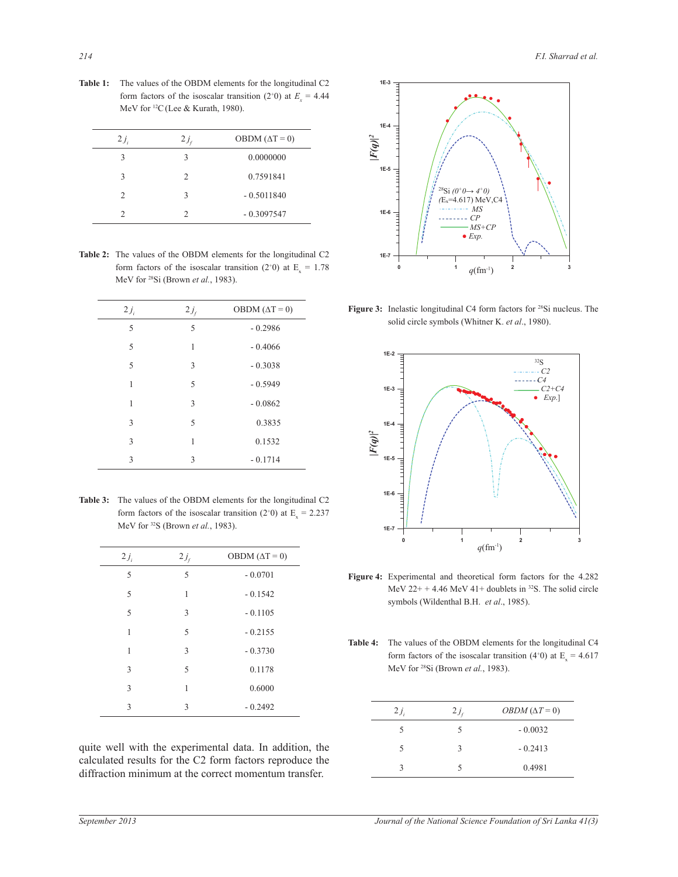**Table 1:** The values of the OBDM elements for the longitudinal C2 form factors of the isoscalar transition ($2^+0$) at $E_x$ = 4.44 MeV for $^{12}$C (Lee & Kurath, 1980).

| $2j_i$ | $2j_f$ | OBDM ($\Delta T = 0$) |
|---|---|---|
| 3 | 3 | 0.0000000 |
| 3 | 2 | 0.7591841 |
| 2 | 3 | - 0.5011840 |
| 2 | 2 | - 0.3097547 |

**Table 2:** The values of the OBDM elements for the longitudinal C2 form factors of the isoscalar transition ($2^+0$) at $E_x$ = 1.78 MeV for $^{28}$Si (Brown *et al.*, 1983).

| $2j_i$ | $2j_f$ | OBDM ($\Delta T = 0$) |
|---|---|---|
| 5 | 5 | - 0.2986 |
| 5 | 1 | - 0.4066 |
| 5 | 3 | - 0.3038 |
| 1 | 5 | - 0.5949 |
| 1 | 3 | - 0.0862 |
| 3 | 5 | 0.3835 |
| 3 | 1 | 0.1532 |
| 3 | 3 | - 0.1714 |

**Table 3:** The values of the OBDM elements for the longitudinal C2 form factors of the isoscalar transition ($2^+0$) at $E_x$ = 2.237 MeV for $^{32}$S (Brown *et al.*, 1983).

| $2j_i$ | $2j_f$ | OBDM ($\Delta T = 0$) |
|---|---|---|
| 5 | 5 | - 0.0701 |
| 5 | 1 | - 0.1542 |
| 5 | 3 | - 0.1105 |
| 1 | 5 | - 0.2155 |
| 1 | 3 | - 0.3730 |
| 3 | 5 | 0.1178 |
| 3 | 1 | 0.6000 |
| 3 | 3 | - 0.2492 |

quite well with the experimental data. In addition, the calculated results for the C2 form factors reproduce the diffraction minimum at the correct momentum transfer.

**Figure 3:** Inelastic longitudinal C4 form factors for $^{28}$Si nucleus. The solid circle symbols (Whitner K. *et al.*, 1980).

**Figure 4:** Experimental and theoretical form factors for the 4.282 MeV 22+ + 4.46 MeV 41+ doublets in $^{32}$S. The solid circle symbols (Wildenthal B.H. *et al.*, 1985).

**Table 4:** The values of the OBDM elements for the longitudinal C4 form factors of the isoscalar transition ($4^+0$) at $E_x$ = 4.617 MeV for $^{28}$Si (Brown *et al.*, 1983).

| $2j_i$ | $2j_f$ | OBDM ($\Delta T = 0$) |
|---|---|---|
| 5 | 5 | - 0.0032 |
| 5 | 3 | - 0.2413 |
| 3 | 5 | 0.4981 |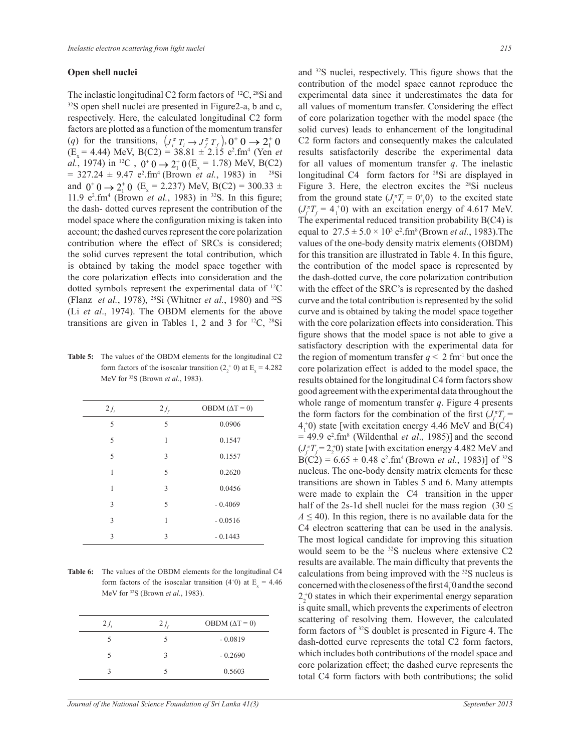### Open shell nuclei

The inelastic longitudinal C2 form factors of $^{12}C$, $^{28}Si$ and $^{32}S$ open shell nuclei are presented in Figure2-a, b and c, respectively. Here, the calculated longitudinal C2 form factors are plotted as a function of the momentum transfer ($q$) for the transitions, $\left(J_i^{\pi}\,T_i \rightarrow J_f^{\pi}\,T_f\right), 0^+\,0 \rightarrow 2_1^+\,0$ ($E_x$ = 4.44) MeV, B(C2) = 38.81 ± 2.15 $e^2.fm^4$ (Yen *et al.*, 1974) in $^{12}C$ , $0^+\,0 \rightarrow 2_1^+\,0$ ($E_x$ = 1.78) MeV, B(C2) = 327.24 ± 9.47 $e^2.fm^4$ (Brown *et al.*, 1983) in $^{28}Si$ and $0^+\,0 \rightarrow 2_1^+\,0$ ($E_x$ = 2.237) MeV, B(C2) = 300.33 ± 11.9 $e^2.fm^4$ (Brown *et al.*, 1983) in $^{32}S$. In this figure; the dash- dotted curves represent the contribution of the model space where the configuration mixing is taken into account; the dashed curves represent the core polarization contribution where the effect of SRCs is considered; the solid curves represent the total contribution, which is obtained by taking the model space together with the core polarization effects into consideration and the dotted symbols represent the experimental data of $^{12}C$ (Flanz *et al.*, 1978), $^{28}Si$ (Whitner *et al.*, 1980) and $^{32}S$ (Li *et al*., 1974). The OBDM elements for the above transitions are given in Tables 1, 2 and 3 for $^{12}C$, $^{28}Si$ and $^{32}S$ nuclei, respectively. This figure shows that the contribution of the model space cannot reproduce the experimental data since it underestimates the data for all values of momentum transfer. Considering the effect of core polarization together with the model space (the solid curves) leads to enhancement of the longitudinal C2 form factors and consequently makes the calculated results satisfactorily describe the experimental data for all values of momentum transfer $q$. The inelastic longitudinal C4 form factors for $^{28}Si$ are displayed in Figure 3. Here, the electron excites the $^{28}Si$ nucleus from the ground state ($J_i^{\pi}T_i = 0_1^+0$) to the excited state ($J_f^{\pi}T_f = 4_1^+0$) with an excitation energy of 4.617 MeV. The experimental reduced transition probability B(C4) is equal to $27.5 \pm 5.0 \times 10^3$ $e^2.fm^8$ (Brown *et al.*, 1983).The values of the one-body density matrix elements (OBDM) for this transition are illustrated in Table 4. In this figure, the contribution of the model space is represented by the dash-dotted curve, the core polarization contribution with the effect of the SRC's is represented by the dashed curve and the total contribution is represented by the solid curve and is obtained by taking the model space together with the core polarization effects into consideration. This figure shows that the model space is not able to give a satisfactory description with the experimental data for the region of momentum transfer $q <$ 2 $fm^{-1}$ but once the core polarization effect is added to the model space, the results obtained for the longitudinal C4 form factors show good agreement with the experimental data throughout the whole range of momentum transfer $q$. Figure 4 presents the form factors for the combination of the first ($J_f^{\pi}T_f = 4_1^+0$) state [with excitation energy 4.46 MeV and B(C4) = 49.9 $e^2.fm^8$ (Wildenthal *et al*., 1985)] and the second ($J_f^{\pi}T_f = 2_2^+0$) state [with excitation energy 4.482 MeV and B(C2) = 6.65 ± 0.48 $e^2.fm^4$ (Brown *et al.*, 1983)] of $^{32}S$ nucleus. The one-body density matrix elements for these transitions are shown in Tables 5 and 6. Many attempts were made to explain the C4 transition in the upper half of the 2s-1d shell nuclei for the mass region ($30 \leq A \leq 40$). In this region, there is no available data for the C4 electron scattering that can be used in the analysis. The most logical candidate for improving this situation would seem to be the $^{32}S$ nucleus where extensive C2 results are available. The main difficulty that prevents the calculations from being improved with the $^{32}S$ nucleus is concerned with the closeness of the first $4_1^+0$ and the second $2_2^+0$ states in which their experimental energy separation is quite small, which prevents the experiments of electron scattering of resolving them. However, the calculated form factors of $^{32}S$ doublet is presented in Figure 4. The dash-dotted curve represents the total C2 form factors, which includes both contributions of the model space and core polarization effect; the dashed curve represents the total C4 form factors with both contributions; the solid

**Table 5:** The values of the OBDM elements for the longitudinal C2 form factors of the isoscalar transition ($2_2^+$ 0) at $E_x$ = 4.282 MeV for $^{32}S$ (Brown *et al.*, 1983).

| $2\,j_i$ | $2\,j_f$ | OBDM ($\Delta T = 0$) |
|---|---|---|
| 5 | 5 | 0.0906 |
| 5 | 1 | 0.1547 |
| 5 | 3 | 0.1557 |
| 1 | 5 | 0.2620 |
| 1 | 3 | 0.0456 |
| 3 | 5 | - 0.4069 |
| 3 | 1 | - 0.0516 |
| 3 | 3 | - 0.1443 |

**Table 6:** The values of the OBDM elements for the longitudinal C4 form factors of the isoscalar transition ($4^+0$) at $E_x$ = 4.46 MeV for $^{32}S$ (Brown *et al.*, 1983).

| $2\,j_i$ | $2\,j_f$ | OBDM ($\Delta T = 0$) |
|---|---|---|
| 5 | 5 | - 0.0819 |
| 5 | 3 | - 0.2690 |
| 3 | 5 | 0.5603 |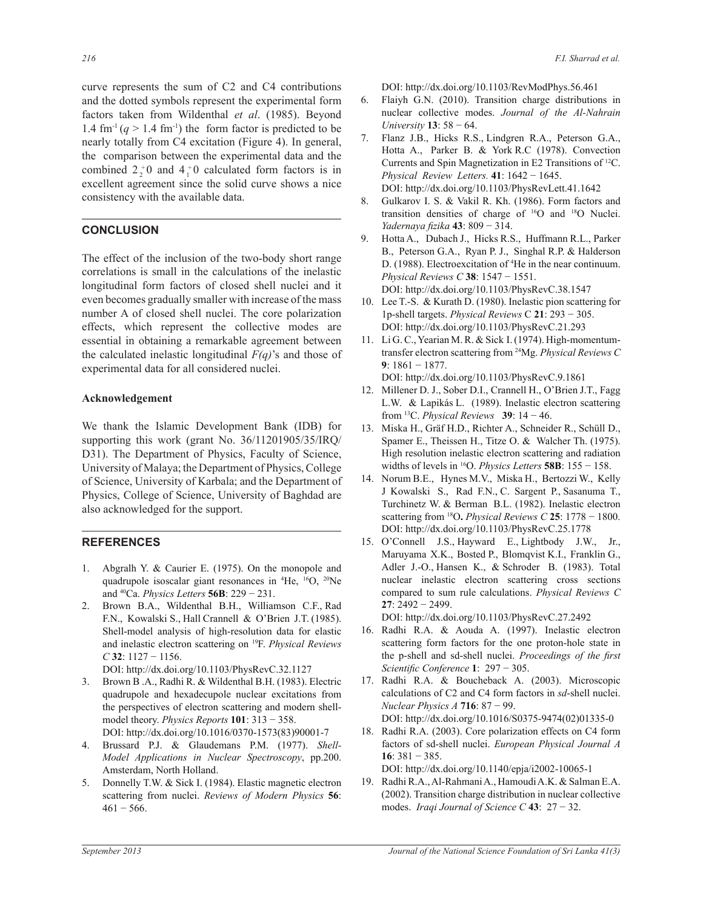curve represents the sum of C2 and C4 contributions and the dotted symbols represent the experimental form factors taken from Wildenthal *et al*. (1985). Beyond 1.4 fm$^{-1}$ ($q$ > 1.4 fm$^{-1}$) the form factor is predicted to be nearly totally from C4 excitation (Figure 4). In general, the comparison between the experimental data and the combined $2_2^+0$ and $4_1^+0$ calculated form factors is in excellent agreement since the solid curve shows a nice consistency with the available data.

## CONCLUSION

The effect of the inclusion of the two-body short range correlations is small in the calculations of the inelastic longitudinal form factors of closed shell nuclei and it even becomes gradually smaller with increase of the mass number A of closed shell nuclei. The core polarization effects, which represent the collective modes are essential in obtaining a remarkable agreement between the calculated inelastic longitudinal *F(q)*'s and those of experimental data for all considered nuclei.

### Acknowledgement

We thank the Islamic Development Bank (IDB) for supporting this work (grant No. 36/11201905/35/IRQ/D31). The Department of Physics, Faculty of Science, University of Malaya; the Department of Physics, College of Science, University of Karbala; and the Department of Physics, College of Science, University of Baghdad are also acknowledged for the support.

## REFERENCES

1. Abgralh Y. & Caurier E. (1975). On the monopole and quadrupole isoscalar giant resonances in $^4$He, $^{16}$O, $^{20}$Ne and $^{40}$Ca. *Physics Letters* **56B**: 229 − 231.
2. Brown B.A., Wildenthal B.H., Williamson C.F., Rad F.N., Kowalski S., Hall Crannell & O'Brien J.T. (1985). Shell-model analysis of high-resolution data for elastic and inelastic electron scattering on $^{19}$F. *Physical Reviews C* **32**: 1127 − 1156.
   DOI: http://dx.doi.org/10.1103/PhysRevC.32.1127
3. Brown B .A., Radhi R. & Wildenthal B.H. (1983). Electric quadrupole and hexadecupole nuclear excitations from the perspectives of electron scattering and modern shell-model theory. *Physics Reports* **101**: 313 − 358.
   DOI: http://dx.doi.org/10.1016/0370-1573(83)90001-7
4. Brussard P.J. & Glaudemans P.M. (1977). *Shell-Model Applications in Nuclear Spectroscopy*, pp.200. Amsterdam, North Holland.
5. Donnelly T.W. & Sick I. (1984). Elastic magnetic electron scattering from nuclei. *Reviews of Modern Physics* **56**: 461 − 566.
   DOI: http://dx.doi.org/10.1103/RevModPhys.56.461
6. Flaiyh G.N. (2010). Transition charge distributions in nuclear collective modes. *Journal of the Al-Nahrain University* **13**: 58 − 64.
7. Flanz J.B., Hicks R.S., Lindgren R.A., Peterson G.A., Hotta A., Parker B. & York R.C (1978). Convection Currents and Spin Magnetization in E2 Transitions of $^{12}$C. *Physical Review Letters.* **41**: 1642 − 1645.
   DOI: http://dx.doi.org/10.1103/PhysRevLett.41.1642
8. Gulkarov I. S. & Vakil R. Kh. (1986). Form factors and transition densities of charge of $^{16}$O and $^{18}$O Nuclei. *Yadernaya fizika* **43**: 809 − 314.
9. Hotta A., Dubach J., Hicks R.S., Huffmann R.L., Parker B., Peterson G.A., Ryan P. J., Singhal R.P. & Halderson D. (1988). Electroexcitation of $^4$He in the near continuum. *Physical Reviews C* **38**: 1547 − 1551.
   DOI: http://dx.doi.org/10.1103/PhysRevC.38.1547
10. Lee T.-S. & Kurath D. (1980). Inelastic pion scattering for 1p-shell targets. *Physical Reviews* C **21**: 293 − 305.
    DOI: http://dx.doi.org/10.1103/PhysRevC.21.293
11. Li G. C., Yearian M. R. & Sick I. (1974). High-momentum-transfer electron scattering from $^{24}$Mg. *Physical Reviews C* **9**: 1861 − 1877.
    DOI: http://dx.doi.org/10.1103/PhysRevC.9.1861
12. Millener D. J., Sober D.I., Crannell H., O'Brien J.T., Fagg L.W. & Lapikás L. (1989). Inelastic electron scattering from $^{13}$C. *Physical Reviews* **39**: 14 − 46.
13. Miska H., Gräf H.D., Richter A., Schneider R., Schüll D., Spamer E., Theissen H., Titze O. & Walcher Th. (1975). High resolution inelastic electron scattering and radiation widths of levels in $^{16}$O. *Physics Letters* **58B**: 155 − 158.
14. Norum B.E., Hynes M.V., Miska H., Bertozzi W., Kelly J Kowalski S., Rad F.N., C. Sargent P., Sasanuma T., Turchinetz W. & Berman B.L. (1982). Inelastic electron scattering from $^{18}$O**.** *Physical Reviews C* **25**: 1778 − 1800.
    DOI: http://dx.doi.org/10.1103/PhysRevC.25.1778
15. O'Connell J.S., Hayward E., Lightbody J.W., Jr., Maruyama X.K., Bosted P., Blomqvist K.I., Franklin G., Adler J.-O., Hansen K., & Schroder B. (1983). Total nuclear inelastic electron scattering cross sections compared to sum rule calculations. *Physical Reviews C* **27**: 2492 − 2499.
    DOI: http://dx.doi.org/10.1103/PhysRevC.27.2492
16. Radhi R.A. & Aouda A. (1997). Inelastic electron scattering form factors for the one proton-hole state in the p-shell and sd-shell nuclei. *Proceedings of the first Scientific Conference* **1**: 297 − 305.
17. Radhi R.A. & Boucheback A. (2003). Microscopic calculations of C2 and C4 form factors in *sd*-shell nuclei. *Nuclear Physics A* **716**: 87 − 99.
    DOI: http://dx.doi.org/10.1016/S0375-9474(02)01335-0
18. Radhi R.A. (2003). Core polarization effects on C4 form factors of sd-shell nuclei. *European Physical Journal A* **16**: 381 − 385.
    DOI: http://dx.doi.org/10.1140/epja/i2002-10065-1
19. Radhi R.A., Al-Rahmani A., Hamoudi A.K. & Salman E.A. (2002). Transition charge distribution in nuclear collective modes. *Iraqi Journal of Science C* **43**: 27 − 32.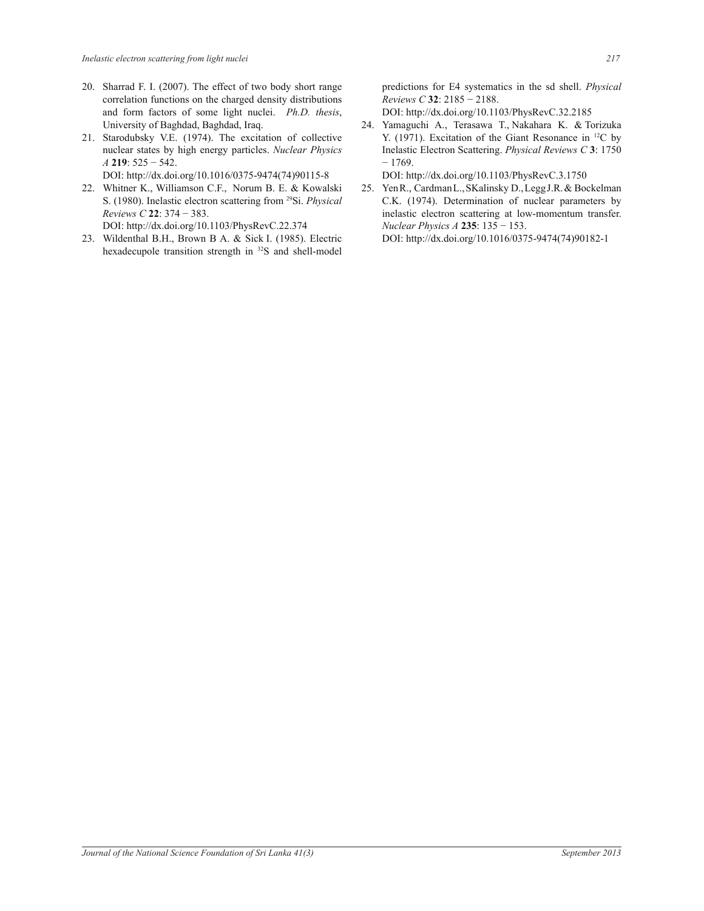20. Sharrad F. I. (2007). The effect of two body short range correlation functions on the charged density distributions and form factors of some light nuclei. *Ph.D. thesis*, University of Baghdad, Baghdad, Iraq.
21. Starodubsky V.E. (1974). The excitation of collective nuclear states by high energy particles. *Nuclear Physics A* **219**: 525 − 542.
    DOI: http://dx.doi.org/10.1016/0375-9474(74)90115-8
22. Whitner K., Williamson C.F., Norum B. E. & Kowalski S. (1980). Inelastic electron scattering from $^{29}$Si. *Physical Reviews C* **22**: 374 − 383.
    DOI: http://dx.doi.org/10.1103/PhysRevC.22.374
23. Wildenthal B.H., Brown B A. & Sick I. (1985). Electric hexadecupole transition strength in $^{32}$S and shell-model predictions for E4 systematics in the sd shell. *Physical Reviews C* **32**: 2185 − 2188.
    DOI: http://dx.doi.org/10.1103/PhysRevC.32.2185
24. Yamaguchi A., Terasawa T., Nakahara K. & Torizuka Y. (1971). Excitation of the Giant Resonance in $^{12}$C by Inelastic Electron Scattering. *Physical Reviews C* **3**: 1750 − 1769.
    DOI: http://dx.doi.org/10.1103/PhysRevC.3.1750
25. Yen R., Cardman L., SKalinsky D., Legg J.R. & Bockelman C.K. (1974). Determination of nuclear parameters by inelastic electron scattering at low-momentum transfer. *Nuclear Physics A* **235**: 135 − 153.
    DOI: http://dx.doi.org/10.1016/0375-9474(74)90182-1